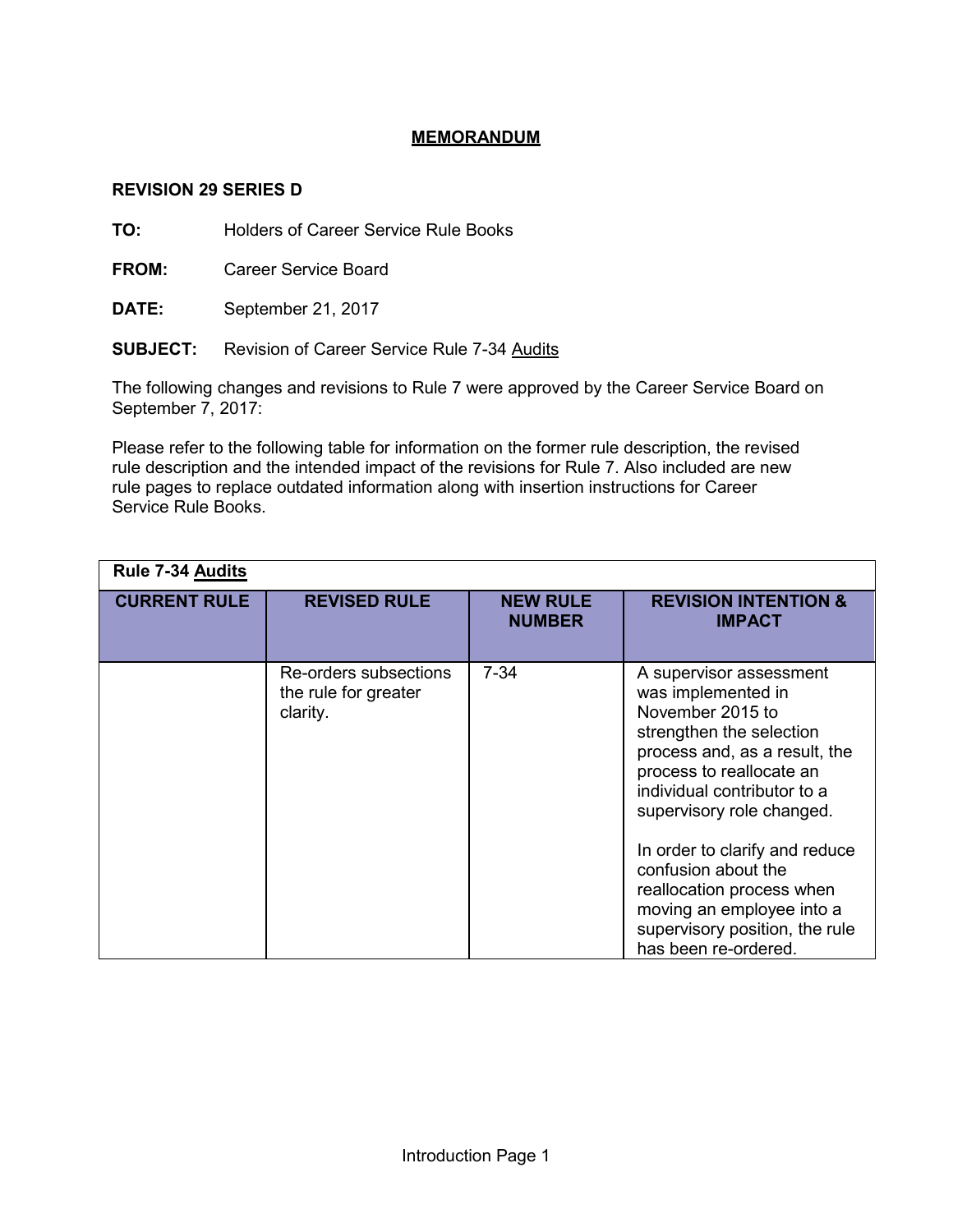# MEMORANDUM

**REVISION 29 SERIES D**

**TO:** Holders of Career Service Rule Books

**FROM:** Career Service Board

**DATE:** September 21, 2017

**SUBJECT:** Revision of Career Service Rule 7-34 Audits

The following changes and revisions to Rule 7 were approved by the Career Service Board on September 7, 2017:

Please refer to the following table for information on the former rule description, the revised rule description and the intended impact of the revisions for Rule 7. Also included are new rule pages to replace outdated information along with insertion instructions for Career Service Rule Books.

| **Rule 7-34 Audits** | | | |
|---|---|---|---|
| **CURRENT RULE** | **REVISED RULE** | **NEW RULE NUMBER** | **REVISION INTENTION & IMPACT** |
| | Re-orders subsections the rule for greater clarity. | 7-34 | A supervisor assessment was implemented in November 2015 to strengthen the selection process and, as a result, the process to reallocate an individual contributor to a supervisory role changed.<br><br>In order to clarify and reduce confusion about the reallocation process when moving an employee into a supervisory position, the rule has been re-ordered. |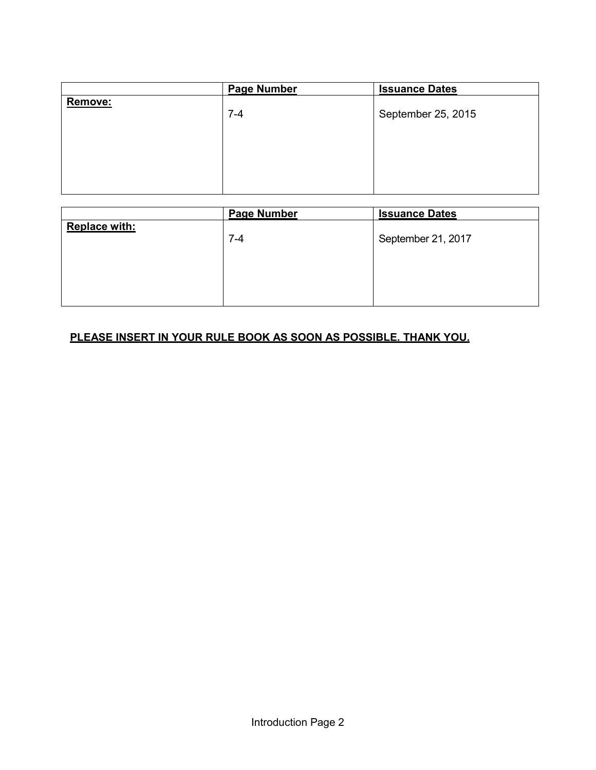| | **Page Number** | **Issuance Dates** |
|---|---|---|
| **Remove:** | 7-4 | September 25, 2015 |

| | **Page Number** | **Issuance Dates** |
|---|---|---|
| **Replace with:** | 7-4 | September 21, 2017 |

**PLEASE INSERT IN YOUR RULE BOOK AS SOON AS POSSIBLE. THANK YOU.**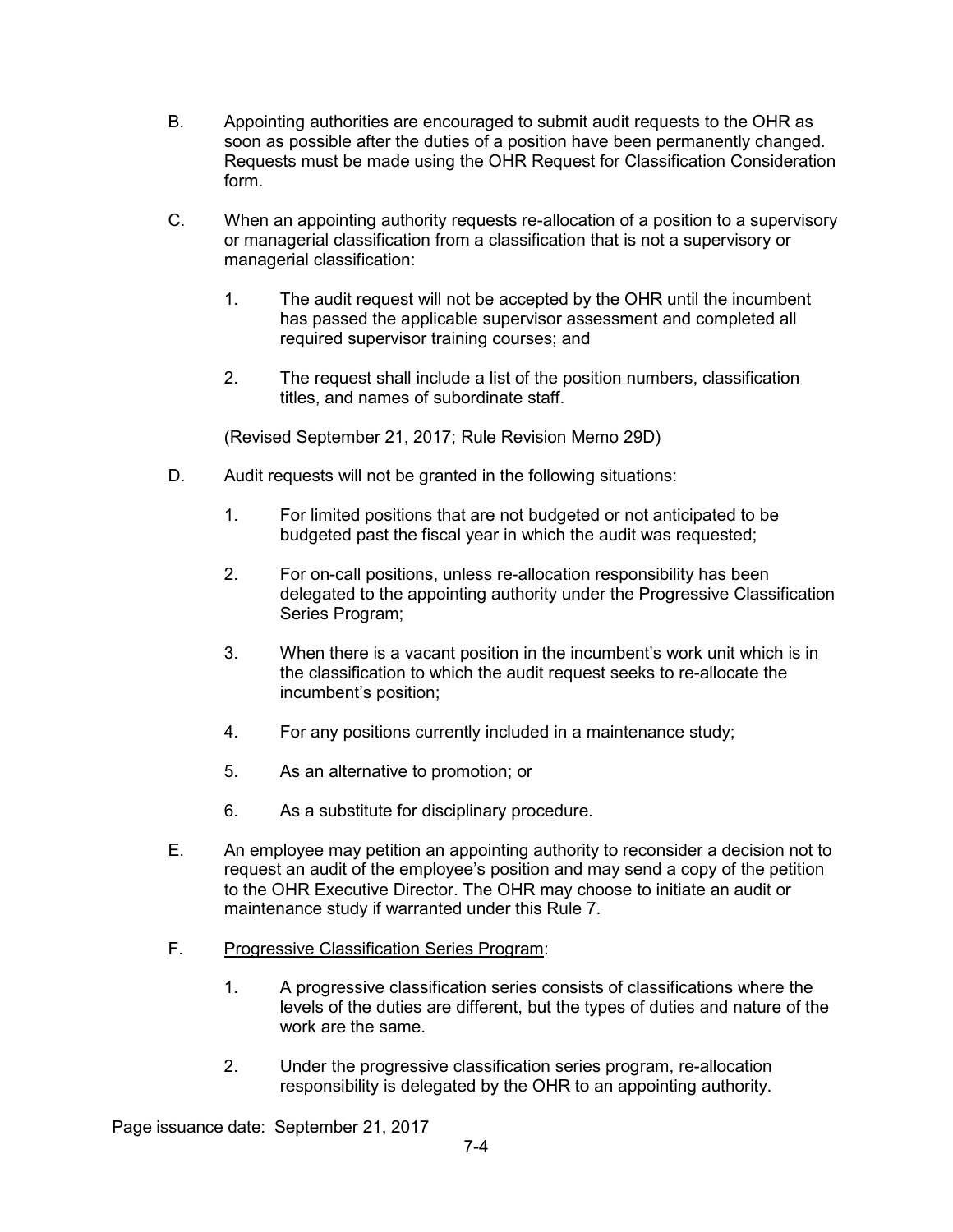B. Appointing authorities are encouraged to submit audit requests to the OHR as soon as possible after the duties of a position have been permanently changed. Requests must be made using the OHR Request for Classification Consideration form.

C. When an appointing authority requests re-allocation of a position to a supervisory or managerial classification from a classification that is not a supervisory or managerial classification:

   1. The audit request will not be accepted by the OHR until the incumbent has passed the applicable supervisor assessment and completed all required supervisor training courses; and

   2. The request shall include a list of the position numbers, classification titles, and names of subordinate staff.

   (Revised September 21, 2017; Rule Revision Memo 29D)

D. Audit requests will not be granted in the following situations:

   1. For limited positions that are not budgeted or not anticipated to be budgeted past the fiscal year in which the audit was requested;

   2. For on-call positions, unless re-allocation responsibility has been delegated to the appointing authority under the Progressive Classification Series Program;

   3. When there is a vacant position in the incumbent's work unit which is in the classification to which the audit request seeks to re-allocate the incumbent's position;

   4. For any positions currently included in a maintenance study;

   5. As an alternative to promotion; or

   6. As a substitute for disciplinary procedure.

E. An employee may petition an appointing authority to reconsider a decision not to request an audit of the employee's position and may send a copy of the petition to the OHR Executive Director. The OHR may choose to initiate an audit or maintenance study if warranted under this Rule 7.

F. <u>Progressive Classification Series Program</u>:

   1. A progressive classification series consists of classifications where the levels of the duties are different, but the types of duties and nature of the work are the same.

   2. Under the progressive classification series program, re-allocation responsibility is delegated by the OHR to an appointing authority.

Page issuance date: September 21, 2017